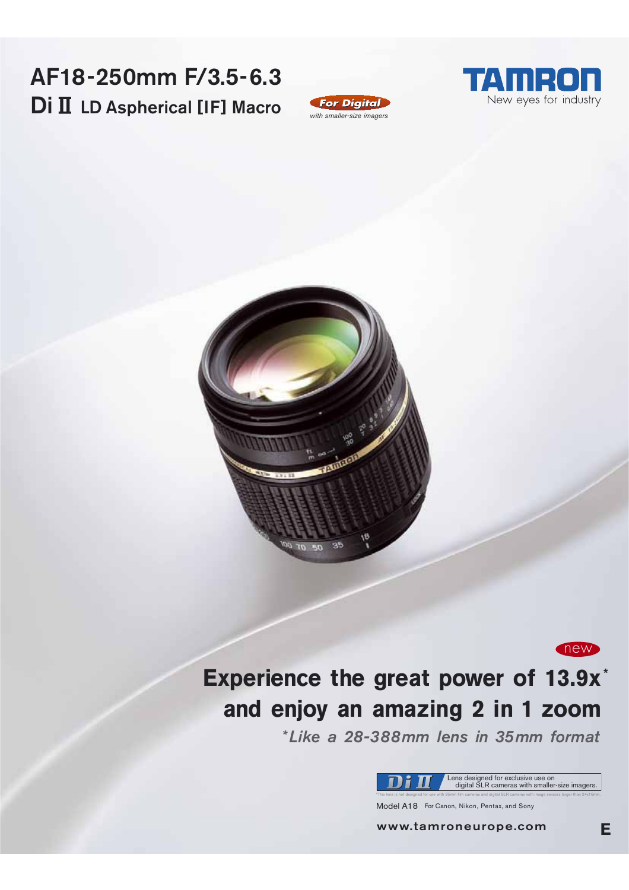# AF18-250mm F/3.5-6.3 Di II LD Aspherical [IF] Macro

**For Digital**
*with smaller-size imagers*

**TAMRON**
New eyes for industry

new

## Experience the great power of 13.9x* and enjoy an amazing 2 in 1 zoom

***Like a 28-388mm lens in 35mm format***

**Di II** Lens designed for exclusive use on digital SLR cameras with smaller-size imagers.

*This lens is not designed for use with 35mm film cameras and digital SLR cameras with image sensors larger than 24x16mm.

Model A18 For Canon, Nikon, Pentax, and Sony

**www.tamroneurope.com**

**E**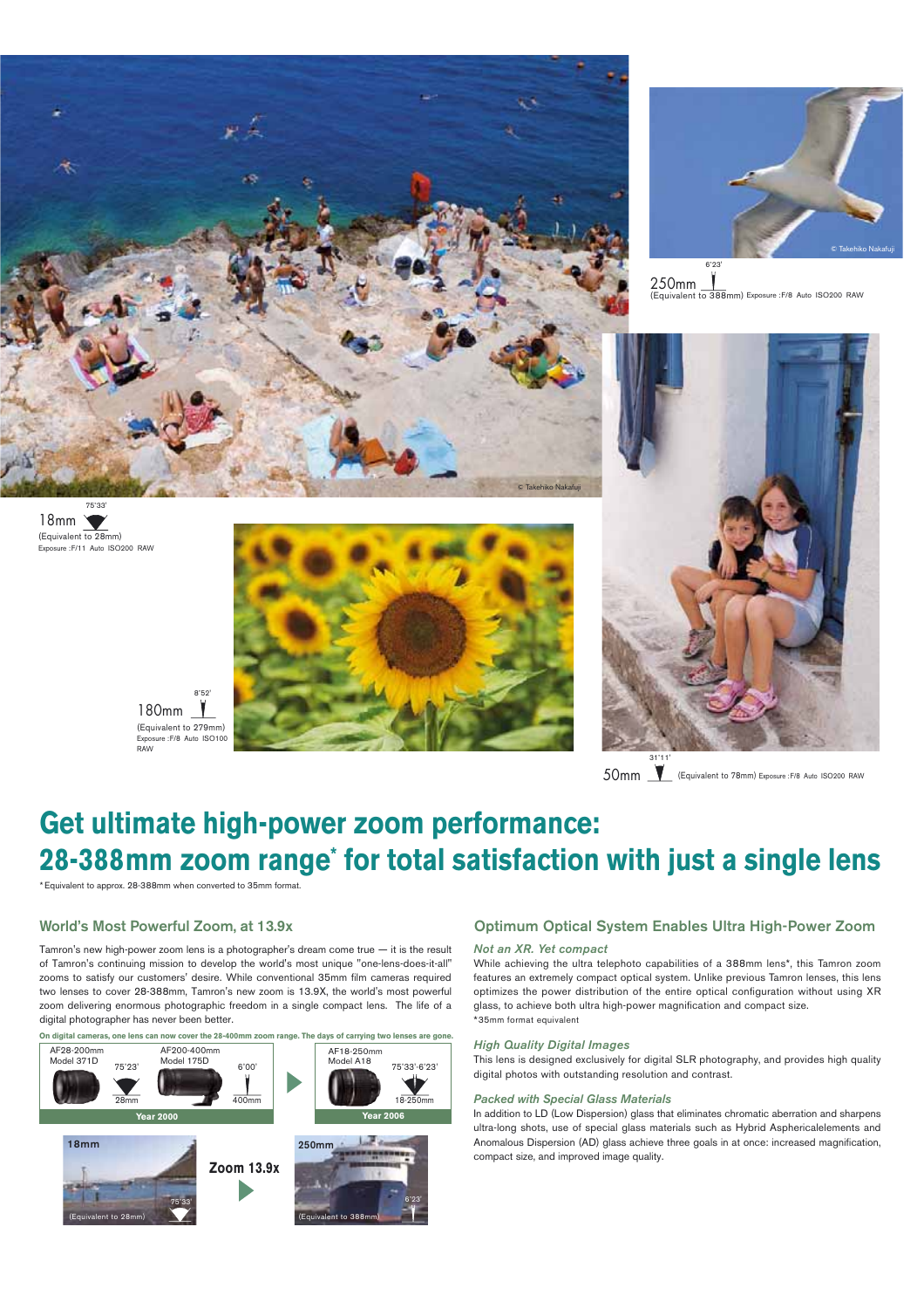© Takehiko Nakafuji

18mm 75°33'
(Equivalent to 28mm)
Exposure :F/11 Auto ISO200 RAW

© Takehiko Nakafuji

250mm 6°23'
(Equivalent to 388mm) Exposure :F/8 Auto ISO200 RAW

180mm 8°52'
(Equivalent to 279mm)
Exposure :F/8 Auto ISO100 RAW

50mm 31°11'
(Equivalent to 78mm) Exposure :F/8 Auto ISO200 RAW

# Get ultimate high-power zoom performance: 28-388mm zoom range* for total satisfaction with just a single lens

*Equivalent to approx. 28-388mm when converted to 35mm format.

## World's Most Powerful Zoom, at 13.9x

Tamron's new high-power zoom lens is a photographer's dream come true — it is the result of Tamron's continuing mission to develop the world's most unique "one-lens-does-it-all" zooms to satisfy our customers' desire. While conventional 35mm film cameras required two lenses to cover 28-388mm, Tamron's new zoom is 13.9X, the world's most powerful zoom delivering enormous photographic freedom in a single compact lens. The life of a digital photographer has never been better.

**On digital cameras, one lens can now cover the 28-400mm zoom range. The days of carrying two lenses are gone.**

| Year 2000 | | Year 2006 |
|---|---|---|
| AF28-200mm Model 371D (75°23', 28mm) | AF200-400mm Model 175D (6°00', 400mm) | AF18-250mm Model A18 (75°33'-6°23', 18-250mm) |

18mm (Equivalent to 28mm) 75°33' — **Zoom 13.9x** — 250mm (Equivalent to 388mm) 6°23'

## Optimum Optical System Enables Ultra High-Power Zoom

### *Not an XR. Yet compact*

While achieving the ultra telephoto capabilities of a 388mm lens*, this Tamron zoom features an extremely compact optical system. Unlike previous Tamron lenses, this lens optimizes the power distribution of the entire optical configuration without using XR glass, to achieve both ultra high-power magnification and compact size.

*35mm format equivalent

### *High Quality Digital Images*

This lens is designed exclusively for digital SLR photography, and provides high quality digital photos with outstanding resolution and contrast.

### *Packed with Special Glass Materials*

In addition to LD (Low Dispersion) glass that eliminates chromatic aberration and sharpens ultra-long shots, use of special glass materials such as Hybrid Asphericalelements and Anomalous Dispersion (AD) glass achieve three goals in at once: increased magnification, compact size, and improved image quality.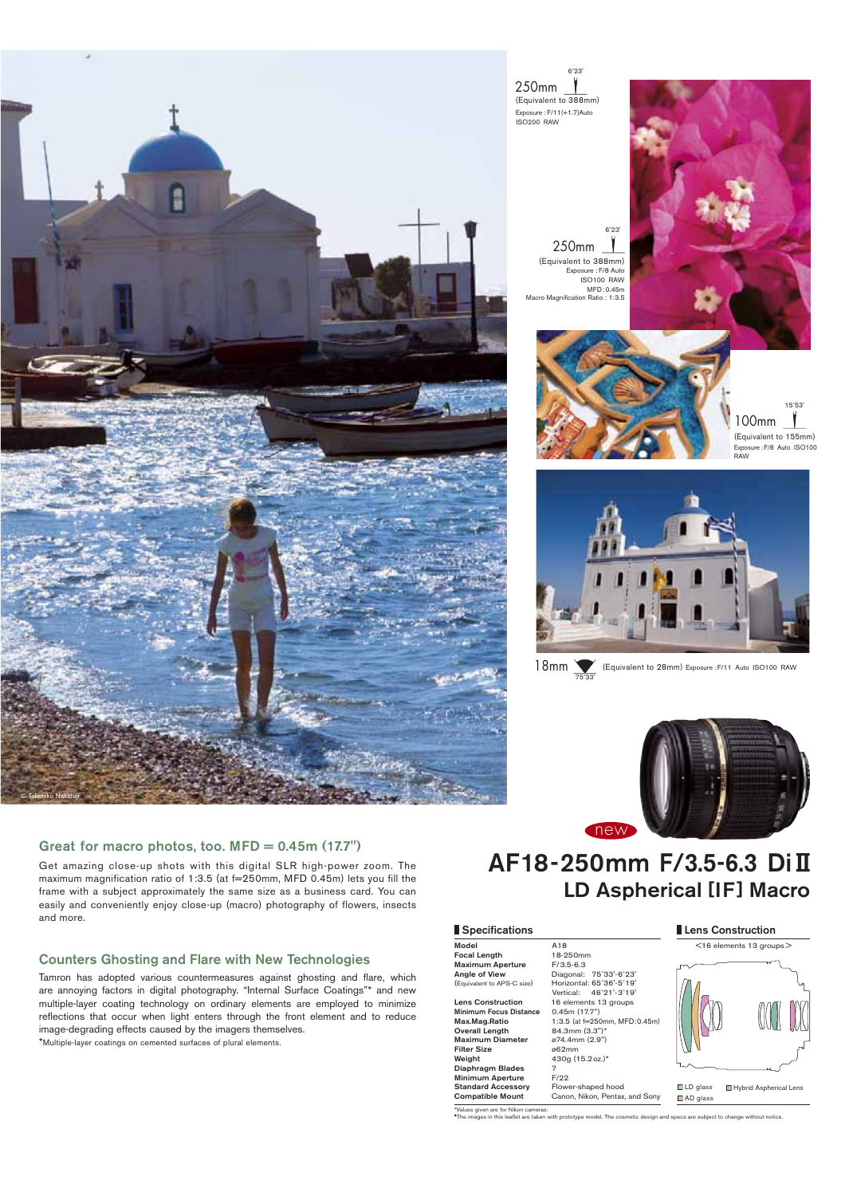250mm (Equivalent to 388mm)
Exposure : F/11(+1.7)Auto ISO200 RAW

250mm (Equivalent to 388mm)
Exposure : F/8 Auto ISO100 RAW MFD : 0.45m
Macro Magnification Ratio : 1:3.5

100mm (Equivalent to 155mm)
Exposure : F/8 Auto ISO100 RAW

18mm (Equivalent to 28mm) Exposure : F/11 Auto ISO100 RAW

© Takehiko Nakafuji

## Great for macro photos, too. MFD = 0.45m (17.7")

Get amazing close-up shots with this digital SLR high-power zoom. The maximum magnification ratio of 1:3.5 (at f=250mm, MFD 0.45m) lets you fill the frame with a subject approximately the same size as a business card. You can easily and conveniently enjoy close-up (macro) photography of flowers, insects and more.

## Counters Ghosting and Flare with New Technologies

Tamron has adopted various countermeasures against ghosting and flare, which are annoying factors in digital photography. "Internal Surface Coatings"* and new multiple-layer coating technology on ordinary elements are employed to minimize reflections that occur when light enters through the front element and to reduce image-degrading effects caused by the imagers themselves.

*Multiple-layer coatings on cemented surfaces of plural elements.

new

# AF18-250mm F/3.5-6.3 Di II
## LD Aspherical [IF] Macro

### Specifications

| | |
|---|---|
| **Model** | A18 |
| **Focal Length** | 18-250mm |
| **Maximum Aperture** | F/3.5-6.3 |
| **Angle of View** (Equivalent to APS-C size) | Diagonal: 75°33'-6°23'<br>Horizontal: 65°36'-5°19'<br>Vertical: 46°21'-3°19' |
| **Lens Construction** | 16 elements 13 groups |
| **Minimum Focus Distance** | 0.45m (17.7") |
| **Max.Mag.Ratio** | 1:3.5 (at f=250mm, MFD:0.45m) |
| **Overall Length** | 84.3mm (3.3")* |
| **Maximum Diameter** | ø74.4mm (2.9") |
| **Filter Size** | ø62mm |
| **Weight** | 430g (15.2oz.)* |
| **Diaphragm Blades** | 7 |
| **Minimum Aperture** | F/22 |
| **Standard Accessory** | Flower-shaped hood |
| **Compatible Mount** | Canon, Nikon, Pentax, and Sony |

### Lens Construction

<16 elements 13 groups>

LD glass · Hybrid Aspherical Lens · AD glass

*Values given are for Nikon cameras.
*The images in this leaflet are taken with prototype model. The cosmetic design and specs are subject to change without notice.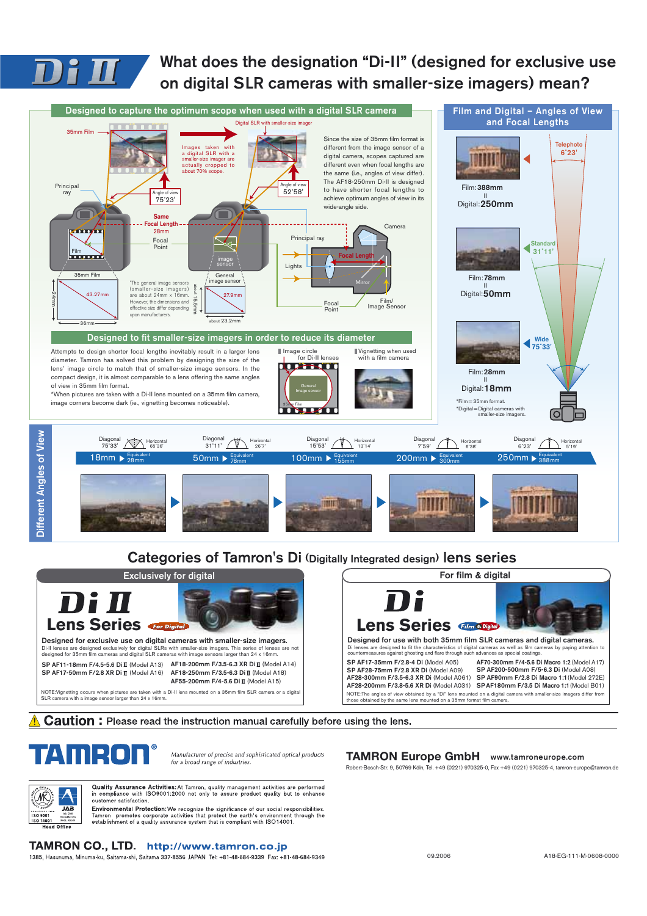# Di II

## What does the designation "Di-II" (designed for exclusive use on digital SLR cameras with smaller-size imagers) mean?

### Designed to capture the optimum scope when used with a digital SLR camera

35mm Film

Digital SLR with smaller-size imager

Images taken with a digital SLR with a smaller-size imager are actually cropped to about 70% scope.

Principal ray

Angle of view 75°23'

Angle of view 52°58'

Same Focal Length 28mm

Focal Point

Film

image sensor

35mm Film

24mm

43.27mm

36mm

General image sensor

about 15.5mm

27.9mm

about 23.2mm

*The general image sensors (smaller-size imagers) are about 24mm x 16mm. However, the dimensions and effective size differ depending upon manufacturers.

Since the size of 35mm film format is different from the image sensor of a digital camera, scopes captured are different even when focal lengths are the same (i.e., angles of view differ). The AF18-250mm Di-II is designed to have shorter focal lengths to achieve optimum angles of view in its wide-angle side.

Camera

Principal ray

Focal Length

Lights

Mirror

Focal Point

Film/ Image Sensor

### Designed to fit smaller-size imagers in order to reduce its diameter

Attempts to design shorter focal lengths inevitably result in a larger lens diameter. Tamron has solved this problem by designing the size of the lens' image circle to match that of smaller-size image sensors. In the compact design, it is almost comparable to a lens offering the same angles of view in 35mm film format.

*When pictures are taken with a Di-II lens mounted on a 35mm film camera, image corners become dark (i.e., vignetting becomes noticeable).

Image circle for Di-II lenses

General Image sensor

35mm Film

Vignetting when used with a film camera

### Film and Digital – Angles of View and Focal Lengths

Telephoto 6°23'

Film: 388mm
II
Digital: 250mm

Standard 31°11'

Film: 78mm
II
Digital: 50mm

Wide 75°33'

Film: 28mm
II
Digital: 18mm

*Film = 35mm format.
*Digital = Digital cameras with smaller-size imagers.

### Different Angles of View

| | | | | |
|---|---|---|---|---|
| Diagonal 75°33' Horizontal 65°36' | Diagonal 31°11' Horizontal 26°7' | Diagonal 15°53' Horizontal 13°14' | Diagonal 7°59' Horizontal 6°38' | Diagonal 6°23' Horizontal 5°19' |
| 18mm ▶ Equivalent 28mm | 50mm ▶ Equivalent 78mm | 100mm ▶ Equivalent 155mm | 200mm ▶ Equivalent 300mm | 250mm ▶ Equivalent 388mm |

## Categories of Tamron's Di (Digitally Integrated design) lens series

### Exclusively for digital

**Di II Lens Series** For Digital

**Designed for exclusive use on digital cameras with smaller-size imagers.**
Di-II lenses are designed exclusively for digital SLRs with smaller-size imagers. This series of lenses are not designed for 35mm film cameras and digital SLR cameras with image sensors larger than 24 x 16mm.

- SP AF11-18mm F/4.5-5.6 Di II (Model A13)
- SP AF17-50mm F/2.8 XR Di II (Model A16)
- AF18-200mm F/3.5-6.3 XR Di II (Model A14)
- AF18-250mm F/3.5-6.3 Di II (Model A18)
- AF55-200mm F/4-5.6 Di II (Model A15)

NOTE:Vignetting occurs when pictures are taken with a Di-II lens mounted on a 35mm film camera or a digital SLR camera with a image sensor larger than 24 x 16mm.

### For film & digital

**Di Lens Series** Film & Digital

**Designed for use with both 35mm film SLR cameras and digital cameras.**
Di lenses are designed to fit the characteristics of digital cameras as well as film cameras by paying attention to countermeasures against ghosting and flare through such advances as special coatings.

- SP AF17-35mm F/2.8-4 Di (Model A05)
- SP AF28-75mm F/2.8 XR Di (Model A09)
- AF28-300mm F/3.5-6.3 XR Di (Model A061)
- AF28-200mm F/3.8-5.6 XR Di (Model A031)
- AF70-300mm F/4-5.6 Di Macro 1:2 (Model A17)
- SP AF200-500mm F/5-6.3 Di (Model A08)
- SP AF90mm F/2.8 Di Macro 1:1 (Model 272E)
- SP AF180mm F/3.5 Di Macro 1:1 (Model B01)

NOTE:The angles of view obtained by a "Di" lens mounted on a digital camera with smaller-size imagers differ from those obtained by the same lens mounted on a 35mm format film camera.

⚠ **Caution :** Please read the instruction manual carefully before using the lens.

**TAMRON®** *Manufacturer of precise and sophisticated optical products for a broad range of industries.*

**TAMRON Europe GmbH** www.tamroneurope.com
Robert-Bosch-Str. 9, 50769 Köln, Tel. +49 (0221) 970325-0, Fax +49 (0221) 970325-4, tamron-europe@tamron.de

ISO 9001 ISO 14001 Head Office

**Quality Assurance Activities:** At Tamron, quality management activities are performed in compliance with ISO9001:2000 not only to assure product quality but to enhance customer satisfaction.
**Environmental Protection:** We recognize the significance of our social responsibilities. Tamron promotes corporate activities that protect the earth's environment through the establishment of a quality assurance system that is compliant with ISO14001.

**TAMRON CO., LTD.** http://www.tamron.co.jp
1385, Hasunuma, Minuma-ku, Saitama-shi, Saitama 337-8556 JAPAN Tel: +81-48-684-9339 Fax: +81-48-684-9349

09.2006

A18-EG-111-M-0608-0000